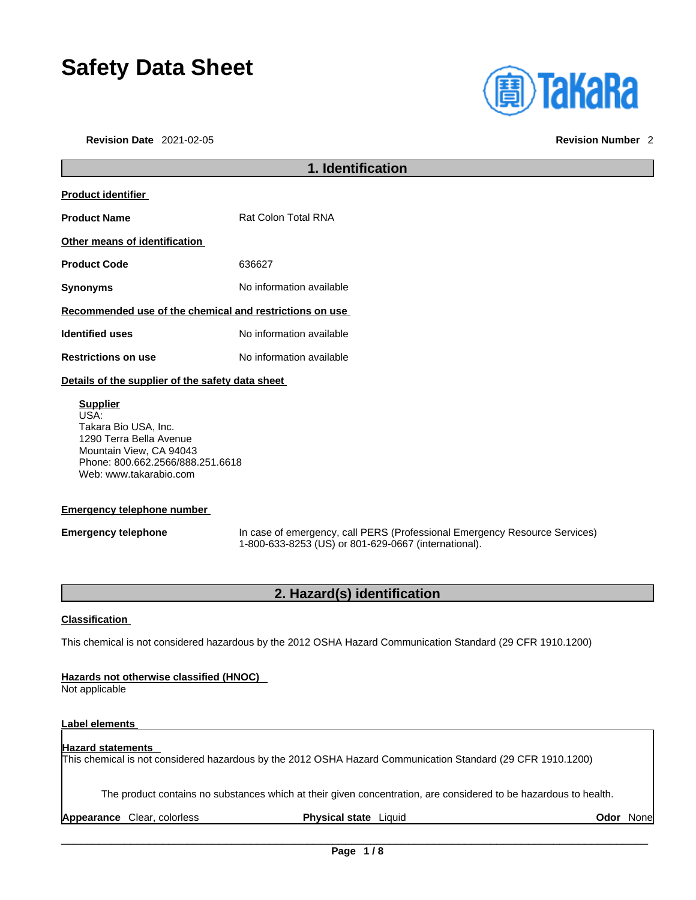# Safety Data Sheet

**Revision Date** 2021-02-05 **Revision Number** 2

## 1. Identification

**Product identifier**

| | |
|---|---|
| **Product Name** | Rat Colon Total RNA |

**Other means of identification**

| | |
|---|---|
| **Product Code** | 636627 |
| **Synonyms** | No information available |

**Recommended use of the chemical and restrictions on use**

| | |
|---|---|
| **Identified uses** | No information available |
| **Restrictions on use** | No information available |

**Details of the supplier of the safety data sheet**

**Supplier**
USA:
Takara Bio USA, Inc.
1290 Terra Bella Avenue
Mountain View, CA 94043
Phone: 800.662.2566/888.251.6618
Web: www.takarabio.com

**Emergency telephone number**

| | |
|---|---|
| **Emergency telephone** | In case of emergency, call PERS (Professional Emergency Resource Services) 1-800-633-8253 (US) or 801-629-0667 (international). |

## 2. Hazard(s) identification

**Classification**

This chemical is not considered hazardous by the 2012 OSHA Hazard Communication Standard (29 CFR 1910.1200)

**Hazards not otherwise classified (HNOC)**
Not applicable

**Label elements**

**Hazard statements**
This chemical is not considered hazardous by the 2012 OSHA Hazard Communication Standard (29 CFR 1910.1200)

The product contains no substances which at their given concentration, are considered to be hazardous to health.

**Appearance** Clear, colorless **Physical state** Liquid **Odor** None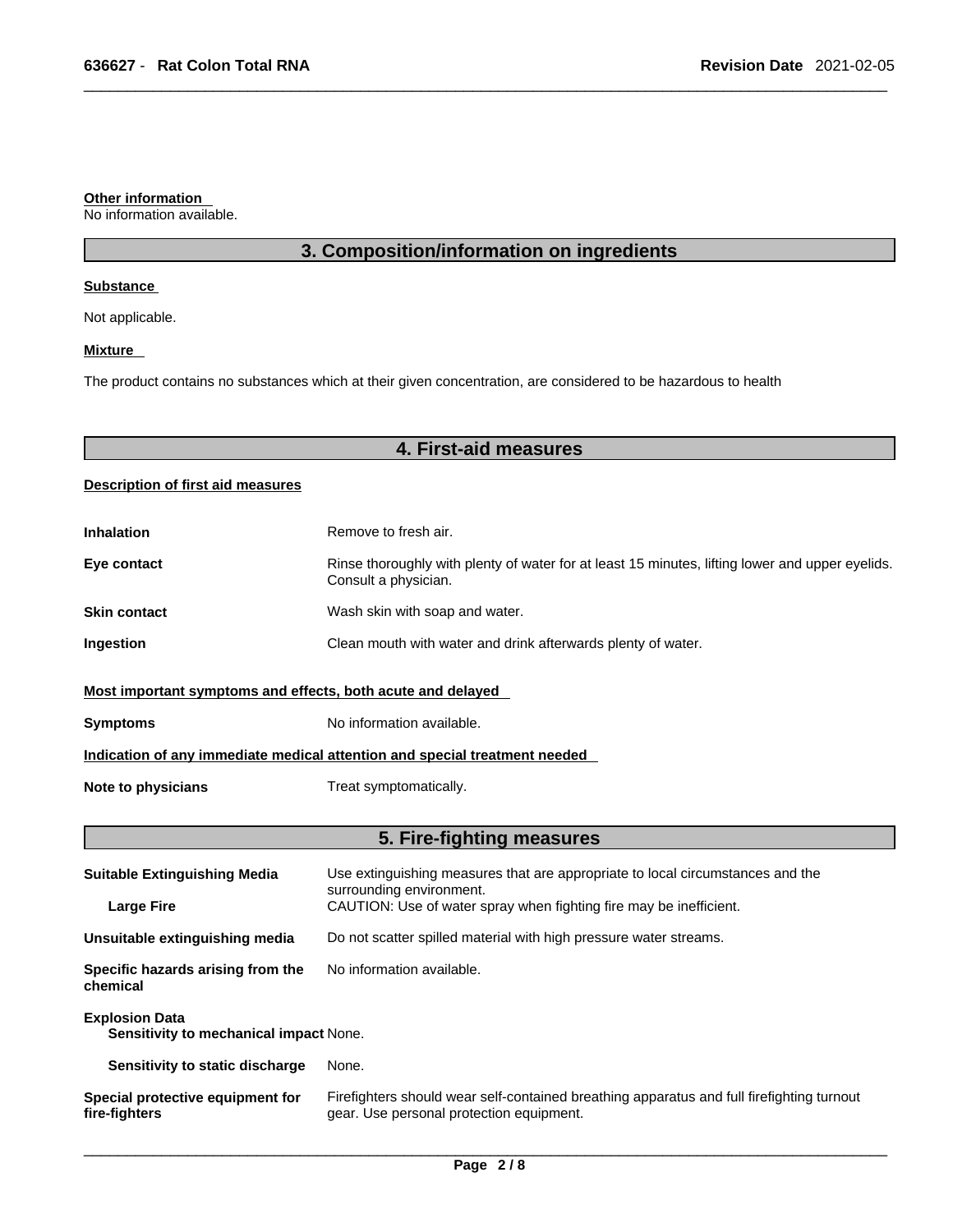**Other information**

No information available.

## 3. Composition/information on ingredients

**Substance**

Not applicable.

**Mixture**

The product contains no substances which at their given concentration, are considered to be hazardous to health

## 4. First-aid measures

**Description of first aid measures**

| | |
|---|---|
| **Inhalation** | Remove to fresh air. |
| **Eye contact** | Rinse thoroughly with plenty of water for at least 15 minutes, lifting lower and upper eyelids. Consult a physician. |
| **Skin contact** | Wash skin with soap and water. |
| **Ingestion** | Clean mouth with water and drink afterwards plenty of water. |

**Most important symptoms and effects, both acute and delayed**

| | |
|---|---|
| **Symptoms** | No information available. |

**Indication of any immediate medical attention and special treatment needed**

| | |
|---|---|
| **Note to physicians** | Treat symptomatically. |

## 5. Fire-fighting measures

| | |
|---|---|
| **Suitable Extinguishing Media** | Use extinguishing measures that are appropriate to local circumstances and the surrounding environment. |
| **Large Fire** | CAUTION: Use of water spray when fighting fire may be inefficient. |
| **Unsuitable extinguishing media** | Do not scatter spilled material with high pressure water streams. |
| **Specific hazards arising from the chemical** | No information available. |
| **Explosion Data** | |
| **Sensitivity to mechanical impact** | None. |
| **Sensitivity to static discharge** | None. |
| **Special protective equipment for fire-fighters** | Firefighters should wear self-contained breathing apparatus and full firefighting turnout gear. Use personal protection equipment. |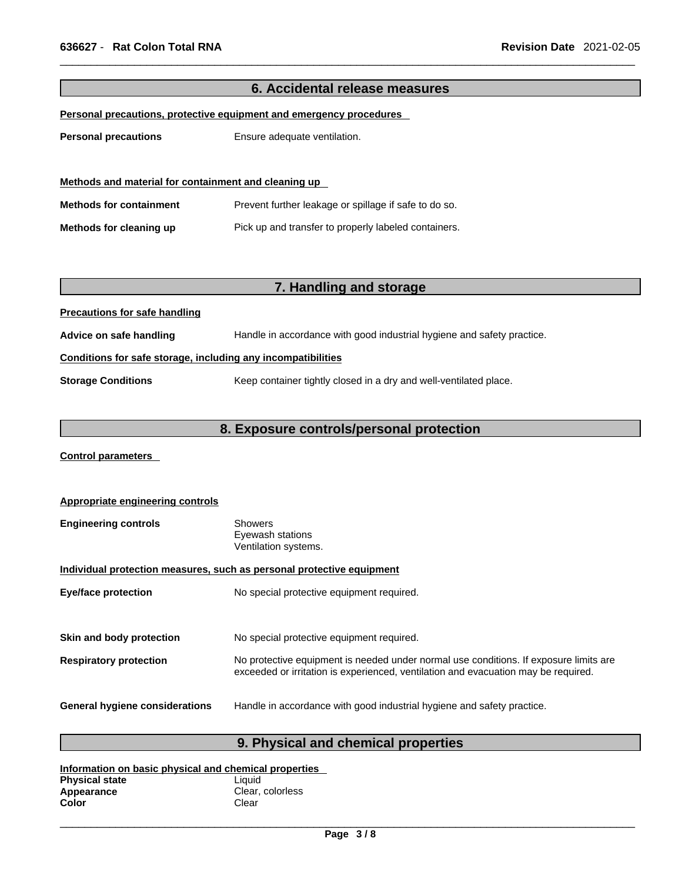## 6. Accidental release measures

**Personal precautions, protective equipment and emergency procedures**

**Personal precautions** Ensure adequate ventilation.

**Methods and material for containment and cleaning up**

**Methods for containment** Prevent further leakage or spillage if safe to do so.

**Methods for cleaning up** Pick up and transfer to properly labeled containers.

## 7. Handling and storage

**Precautions for safe handling**

**Advice on safe handling** Handle in accordance with good industrial hygiene and safety practice.

**Conditions for safe storage, including any incompatibilities**

**Storage Conditions** Keep container tightly closed in a dry and well-ventilated place.

## 8. Exposure controls/personal protection

**Control parameters**

**Appropriate engineering controls**

**Engineering controls** Showers
Eyewash stations
Ventilation systems.

**Individual protection measures, such as personal protective equipment**

**Eye/face protection** No special protective equipment required.

**Skin and body protection** No special protective equipment required.

**Respiratory protection** No protective equipment is needed under normal use conditions. If exposure limits are exceeded or irritation is experienced, ventilation and evacuation may be required.

**General hygiene considerations** Handle in accordance with good industrial hygiene and safety practice.

## 9. Physical and chemical properties

**Information on basic physical and chemical properties**

**Physical state** Liquid
**Appearance** Clear, colorless
**Color** Clear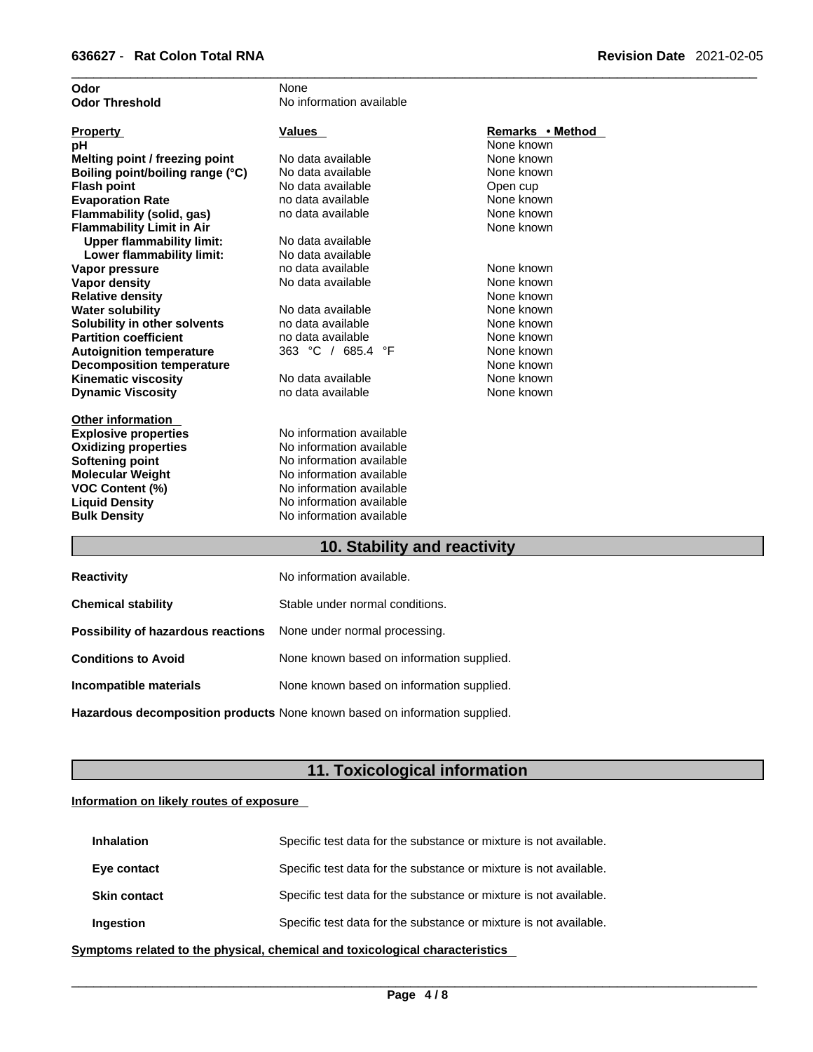| | | |
|---|---|---|
| **Odor** | None | |
| **Odor Threshold** | No information available | |

| **Property** | **Values** | **Remarks • Method** |
|---|---|---|
| **pH** | | None known |
| **Melting point / freezing point** | No data available | None known |
| **Boiling point/boiling range (°C)** | No data available | None known |
| **Flash point** | No data available | Open cup |
| **Evaporation Rate** | no data available | None known |
| **Flammability (solid, gas)** | no data available | None known |
| **Flammability Limit in Air** | | None known |
| **Upper flammability limit:** | No data available | |
| **Lower flammability limit:** | No data available | |
| **Vapor pressure** | no data available | None known |
| **Vapor density** | No data available | None known |
| **Relative density** | | None known |
| **Water solubility** | No data available | None known |
| **Solubility in other solvents** | no data available | None known |
| **Partition coefficient** | no data available | None known |
| **Autoignition temperature** | 363 °C / 685.4 °F | None known |
| **Decomposition temperature** | | None known |
| **Kinematic viscosity** | No data available | None known |
| **Dynamic Viscosity** | no data available | None known |

**Other information**

| | |
|---|---|
| **Explosive properties** | No information available |
| **Oxidizing properties** | No information available |
| **Softening point** | No information available |
| **Molecular Weight** | No information available |
| **VOC Content (%)** | No information available |
| **Liquid Density** | No information available |
| **Bulk Density** | No information available |

## 10. Stability and reactivity

| | |
|---|---|
| **Reactivity** | No information available. |
| **Chemical stability** | Stable under normal conditions. |
| **Possibility of hazardous reactions** | None under normal processing. |
| **Conditions to Avoid** | None known based on information supplied. |
| **Incompatible materials** | None known based on information supplied. |
| **Hazardous decomposition products** | None known based on information supplied. |

## 11. Toxicological information

**Information on likely routes of exposure**

| | |
|---|---|
| **Inhalation** | Specific test data for the substance or mixture is not available. |
| **Eye contact** | Specific test data for the substance or mixture is not available. |
| **Skin contact** | Specific test data for the substance or mixture is not available. |
| **Ingestion** | Specific test data for the substance or mixture is not available. |

**Symptoms related to the physical, chemical and toxicological characteristics**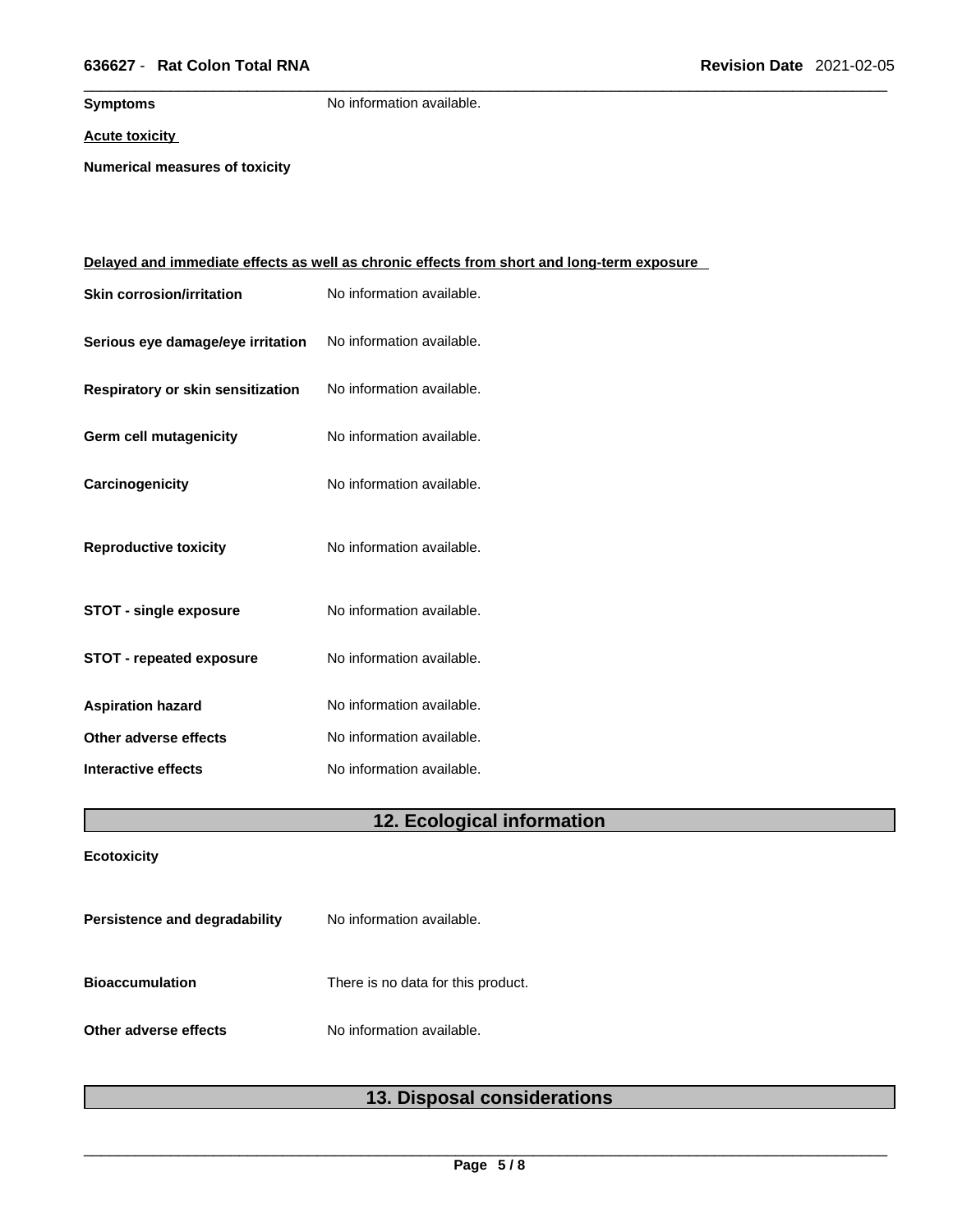**Symptoms** No information available.

**Acute toxicity**

**Numerical measures of toxicity**

**Delayed and immediate effects as well as chronic effects from short and long-term exposure**

**Skin corrosion/irritation** No information available.

**Serious eye damage/eye irritation** No information available.

**Respiratory or skin sensitization** No information available.

**Germ cell mutagenicity** No information available.

**Carcinogenicity** No information available.

**Reproductive toxicity** No information available.

**STOT - single exposure** No information available.

**STOT - repeated exposure** No information available.

**Aspiration hazard** No information available.

**Other adverse effects** No information available.

**Interactive effects** No information available.

## 12. Ecological information

**Ecotoxicity**

**Persistence and degradability** No information available.

**Bioaccumulation** There is no data for this product.

**Other adverse effects** No information available.

## 13. Disposal considerations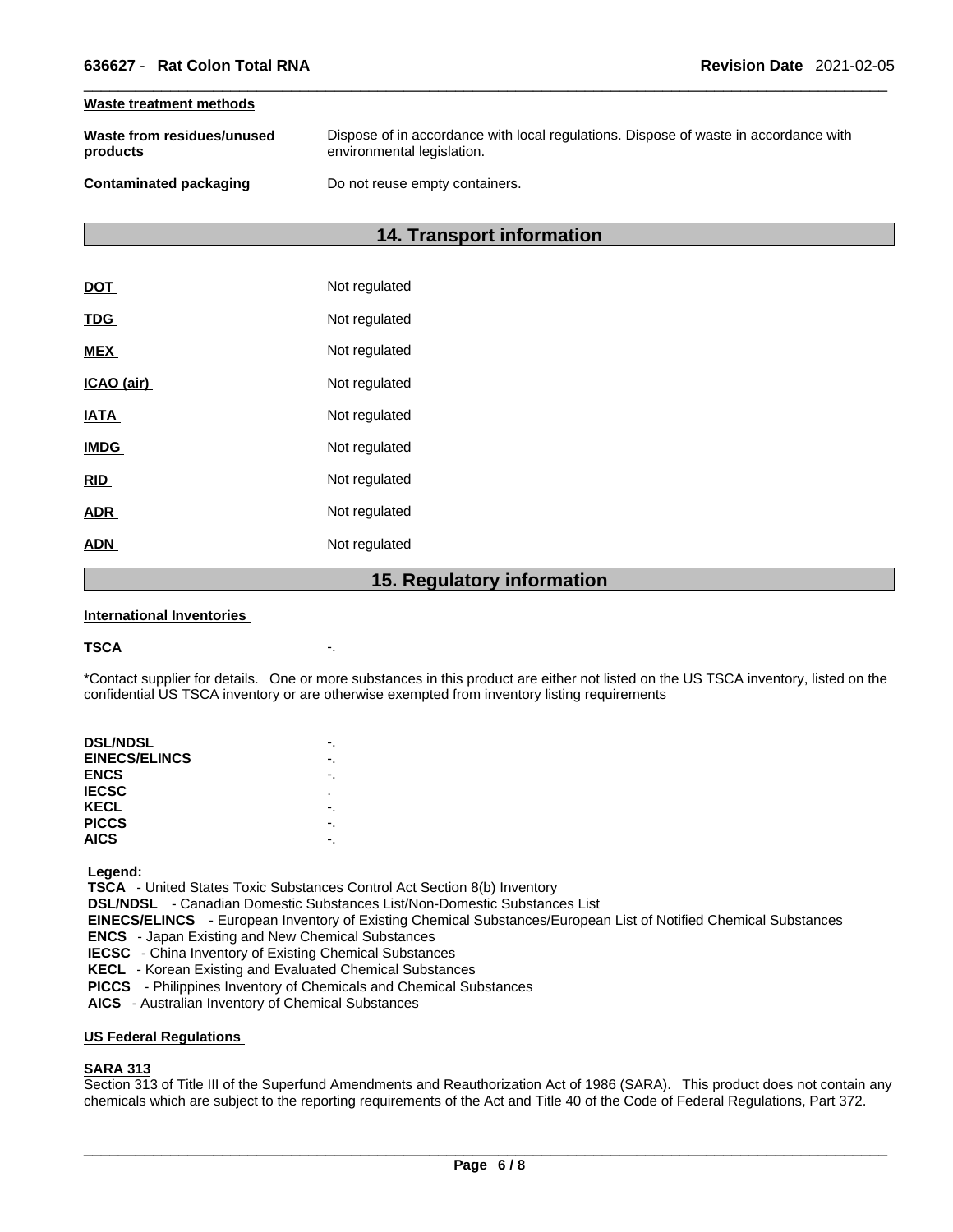**Waste treatment methods**

| | |
|---|---|
| **Waste from residues/unused products** | Dispose of in accordance with local regulations. Dispose of waste in accordance with environmental legislation. |
| **Contaminated packaging** | Do not reuse empty containers. |

## 14. Transport information

| | |
|---|---|
| **DOT** | Not regulated |
| **TDG** | Not regulated |
| **MEX** | Not regulated |
| **ICAO (air)** | Not regulated |
| **IATA** | Not regulated |
| **IMDG** | Not regulated |
| **RID** | Not regulated |
| **ADR** | Not regulated |
| **ADN** | Not regulated |

## 15. Regulatory information

**International Inventories**

**TSCA** -.

*Contact supplier for details. One or more substances in this product are either not listed on the US TSCA inventory, listed on the confidential US TSCA inventory or are otherwise exempted from inventory listing requirements

| | |
|---|---|
| **DSL/NDSL** | -. |
| **EINECS/ELINCS** | -. |
| **ENCS** | -. |
| **IECSC** | . |
| **KECL** | -. |
| **PICCS** | -. |
| **AICS** | -. |

**Legend:**
**TSCA** - United States Toxic Substances Control Act Section 8(b) Inventory
**DSL/NDSL** - Canadian Domestic Substances List/Non-Domestic Substances List
**EINECS/ELINCS** - European Inventory of Existing Chemical Substances/European List of Notified Chemical Substances
**ENCS** - Japan Existing and New Chemical Substances
**IECSC** - China Inventory of Existing Chemical Substances
**KECL** - Korean Existing and Evaluated Chemical Substances
**PICCS** - Philippines Inventory of Chemicals and Chemical Substances
**AICS** - Australian Inventory of Chemical Substances

**US Federal Regulations**

**SARA 313**
Section 313 of Title III of the Superfund Amendments and Reauthorization Act of 1986 (SARA). This product does not contain any chemicals which are subject to the reporting requirements of the Act and Title 40 of the Code of Federal Regulations, Part 372.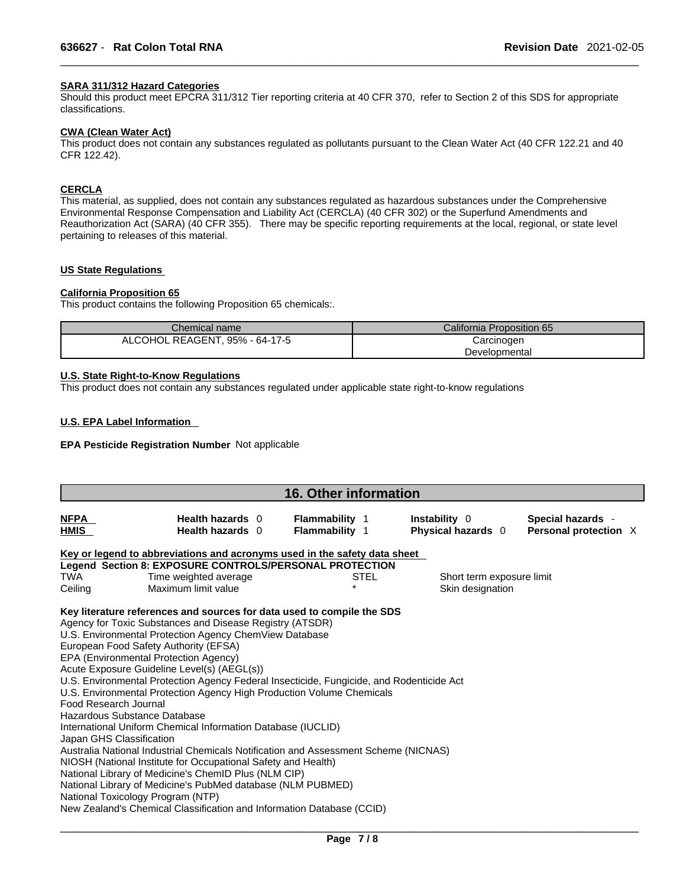**SARA 311/312 Hazard Categories**
Should this product meet EPCRA 311/312 Tier reporting criteria at 40 CFR 370, refer to Section 2 of this SDS for appropriate classifications.

**CWA (Clean Water Act)**
This product does not contain any substances regulated as pollutants pursuant to the Clean Water Act (40 CFR 122.21 and 40 CFR 122.42).

**CERCLA**
This material, as supplied, does not contain any substances regulated as hazardous substances under the Comprehensive Environmental Response Compensation and Liability Act (CERCLA) (40 CFR 302) or the Superfund Amendments and Reauthorization Act (SARA) (40 CFR 355). There may be specific reporting requirements at the local, regional, or state level pertaining to releases of this material.

**US State Regulations**

**California Proposition 65**
This product contains the following Proposition 65 chemicals:.

| Chemical name | California Proposition 65 |
|---|---|
| ALCOHOL REAGENT, 95% - 64-17-5 | Carcinogen<br>Developmental |

**U.S. State Right-to-Know Regulations**
This product does not contain any substances regulated under applicable state right-to-know regulations

**U.S. EPA Label Information**

**EPA Pesticide Registration Number** Not applicable

## 16. Other information

| | | | | |
|---|---|---|---|---|
| **NFPA** | **Health hazards** 0 | **Flammability** 1 | **Instability** 0 | **Special hazards** - |
| **HMIS** | **Health hazards** 0 | **Flammability** 1 | **Physical hazards** 0 | **Personal protection** X |

**Key or legend to abbreviations and acronyms used in the safety data sheet**
**Legend Section 8: EXPOSURE CONTROLS/PERSONAL PROTECTION**

| | | | |
|---|---|---|---|
| TWA | Time weighted average | STEL | Short term exposure limit |
| Ceiling | Maximum limit value | * | Skin designation |

**Key literature references and sources for data used to compile the SDS**
Agency for Toxic Substances and Disease Registry (ATSDR)
U.S. Environmental Protection Agency ChemView Database
European Food Safety Authority (EFSA)
EPA (Environmental Protection Agency)
Acute Exposure Guideline Level(s) (AEGL(s))
U.S. Environmental Protection Agency Federal Insecticide, Fungicide, and Rodenticide Act
U.S. Environmental Protection Agency High Production Volume Chemicals
Food Research Journal
Hazardous Substance Database
International Uniform Chemical Information Database (IUCLID)
Japan GHS Classification
Australia National Industrial Chemicals Notification and Assessment Scheme (NICNAS)
NIOSH (National Institute for Occupational Safety and Health)
National Library of Medicine's ChemID Plus (NLM CIP)
National Library of Medicine's PubMed database (NLM PUBMED)
National Toxicology Program (NTP)
New Zealand's Chemical Classification and Information Database (CCID)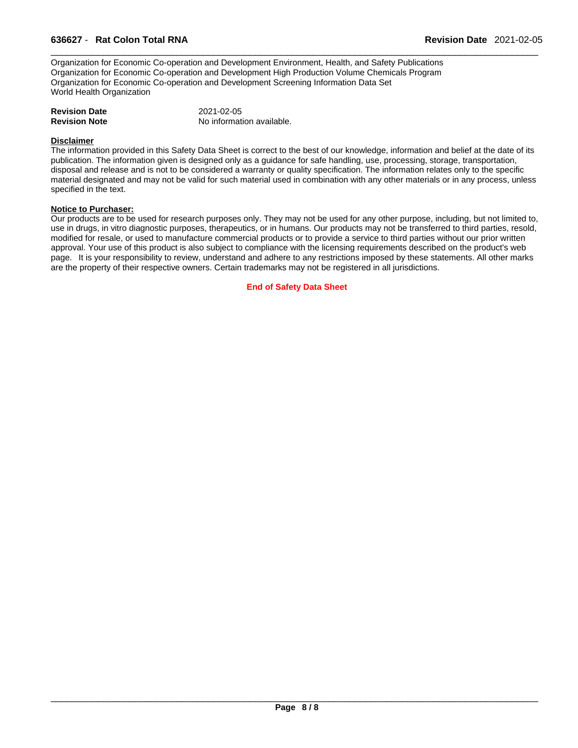Organization for Economic Co-operation and Development Environment, Health, and Safety Publications
Organization for Economic Co-operation and Development High Production Volume Chemicals Program
Organization for Economic Co-operation and Development Screening Information Data Set
World Health Organization

| | |
|---|---|
| **Revision Date** | 2021-02-05 |
| **Revision Note** | No information available. |

**Disclaimer**

The information provided in this Safety Data Sheet is correct to the best of our knowledge, information and belief at the date of its publication. The information given is designed only as a guidance for safe handling, use, processing, storage, transportation, disposal and release and is not to be considered a warranty or quality specification. The information relates only to the specific material designated and may not be valid for such material used in combination with any other materials or in any process, unless specified in the text.

**Notice to Purchaser:**

Our products are to be used for research purposes only. They may not be used for any other purpose, including, but not limited to, use in drugs, in vitro diagnostic purposes, therapeutics, or in humans. Our products may not be transferred to third parties, resold, modified for resale, or used to manufacture commercial products or to provide a service to third parties without our prior written approval. Your use of this product is also subject to compliance with the licensing requirements described on the product's web page. It is your responsibility to review, understand and adhere to any restrictions imposed by these statements. All other marks are the property of their respective owners. Certain trademarks may not be registered in all jurisdictions.

**End of Safety Data Sheet**